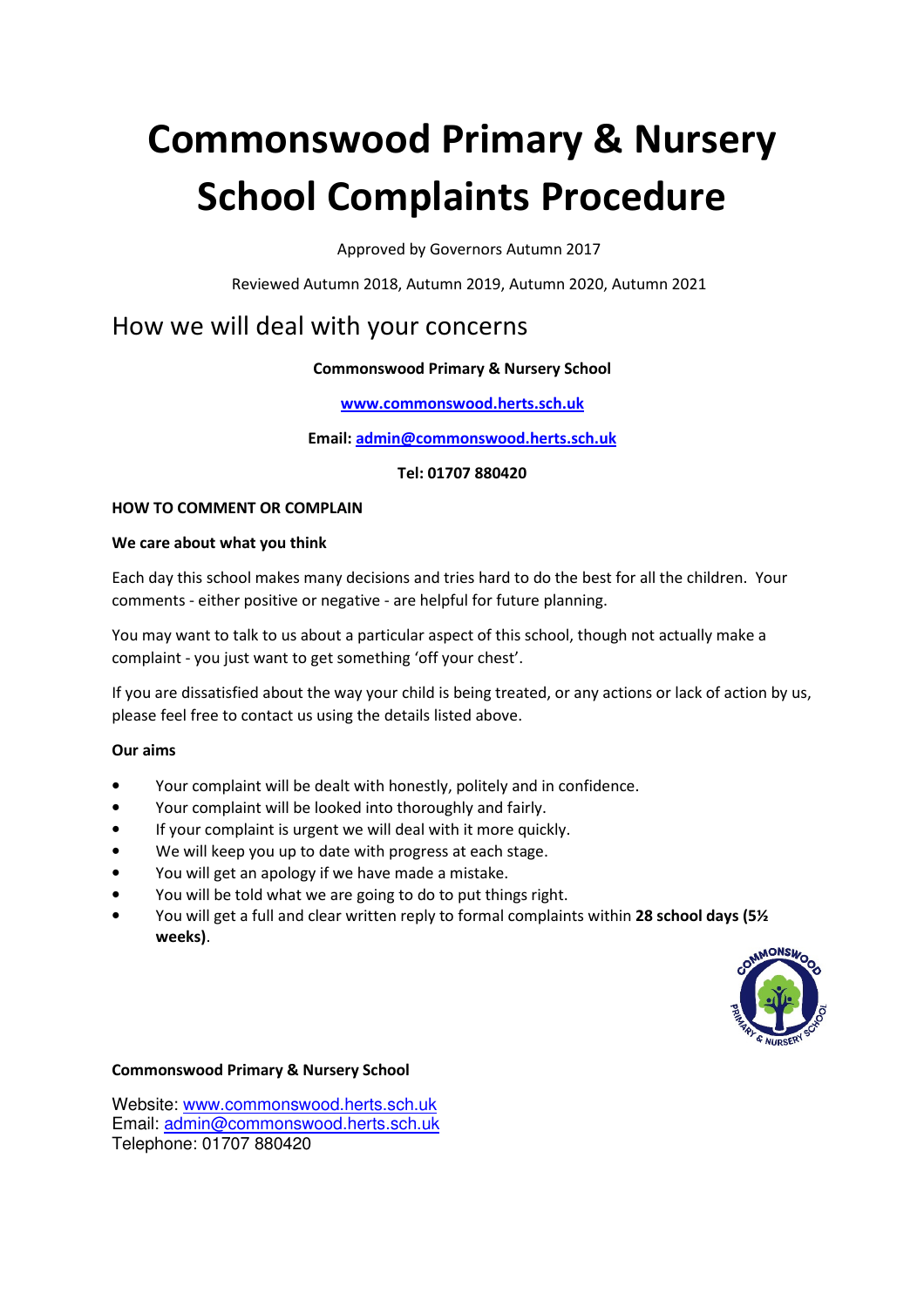# Commonswood Primary & Nursery School Complaints Procedure

Approved by Governors Autumn 2017

Reviewed Autumn 2018, Autumn 2019, Autumn 2020, Autumn 2021

## How we will deal with your concerns

**Commonswood Primary & Nursery School**

**www.commonswood.herts.sch.uk**

**Email: admin@commonswood.herts.sch.uk**

**Tel: 01707 880420**

**HOW TO COMMENT OR COMPLAIN**

**We care about what you think**

Each day this school makes many decisions and tries hard to do the best for all the children. Your comments - either positive or negative - are helpful for future planning.

You may want to talk to us about a particular aspect of this school, though not actually make a complaint - you just want to get something 'off your chest'.

If you are dissatisfied about the way your child is being treated, or any actions or lack of action by us, please feel free to contact us using the details listed above.

**Our aims**

- Your complaint will be dealt with honestly, politely and in confidence.
- Your complaint will be looked into thoroughly and fairly.
- If your complaint is urgent we will deal with it more quickly.
- We will keep you up to date with progress at each stage.
- You will get an apology if we have made a mistake.
- You will be told what we are going to do to put things right.
- You will get a full and clear written reply to formal complaints within **28 school days (5½ weeks)**.

**Commonswood Primary & Nursery School**

Website: www.commonswood.herts.sch.uk
Email: admin@commonswood.herts.sch.uk
Telephone: 01707 880420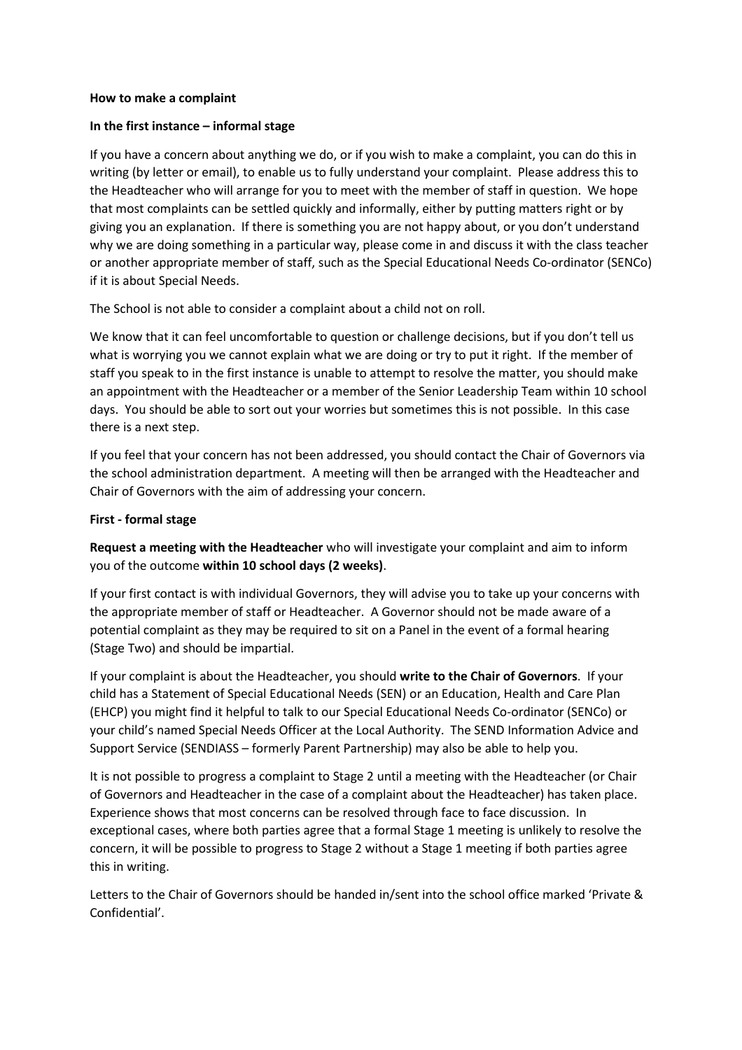**How to make a complaint**

**In the first instance – informal stage**

If you have a concern about anything we do, or if you wish to make a complaint, you can do this in writing (by letter or email), to enable us to fully understand your complaint. Please address this to the Headteacher who will arrange for you to meet with the member of staff in question. We hope that most complaints can be settled quickly and informally, either by putting matters right or by giving you an explanation. If there is something you are not happy about, or you don't understand why we are doing something in a particular way, please come in and discuss it with the class teacher or another appropriate member of staff, such as the Special Educational Needs Co-ordinator (SENCo) if it is about Special Needs.

The School is not able to consider a complaint about a child not on roll.

We know that it can feel uncomfortable to question or challenge decisions, but if you don't tell us what is worrying you we cannot explain what we are doing or try to put it right. If the member of staff you speak to in the first instance is unable to attempt to resolve the matter, you should make an appointment with the Headteacher or a member of the Senior Leadership Team within 10 school days. You should be able to sort out your worries but sometimes this is not possible. In this case there is a next step.

If you feel that your concern has not been addressed, you should contact the Chair of Governors via the school administration department. A meeting will then be arranged with the Headteacher and Chair of Governors with the aim of addressing your concern.

**First - formal stage**

**Request a meeting with the Headteacher** who will investigate your complaint and aim to inform you of the outcome **within 10 school days (2 weeks)**.

If your first contact is with individual Governors, they will advise you to take up your concerns with the appropriate member of staff or Headteacher. A Governor should not be made aware of a potential complaint as they may be required to sit on a Panel in the event of a formal hearing (Stage Two) and should be impartial.

If your complaint is about the Headteacher, you should **write to the Chair of Governors**. If your child has a Statement of Special Educational Needs (SEN) or an Education, Health and Care Plan (EHCP) you might find it helpful to talk to our Special Educational Needs Co-ordinator (SENCo) or your child's named Special Needs Officer at the Local Authority. The SEND Information Advice and Support Service (SENDIASS – formerly Parent Partnership) may also be able to help you.

It is not possible to progress a complaint to Stage 2 until a meeting with the Headteacher (or Chair of Governors and Headteacher in the case of a complaint about the Headteacher) has taken place. Experience shows that most concerns can be resolved through face to face discussion. In exceptional cases, where both parties agree that a formal Stage 1 meeting is unlikely to resolve the concern, it will be possible to progress to Stage 2 without a Stage 1 meeting if both parties agree this in writing.

Letters to the Chair of Governors should be handed in/sent into the school office marked 'Private & Confidential'.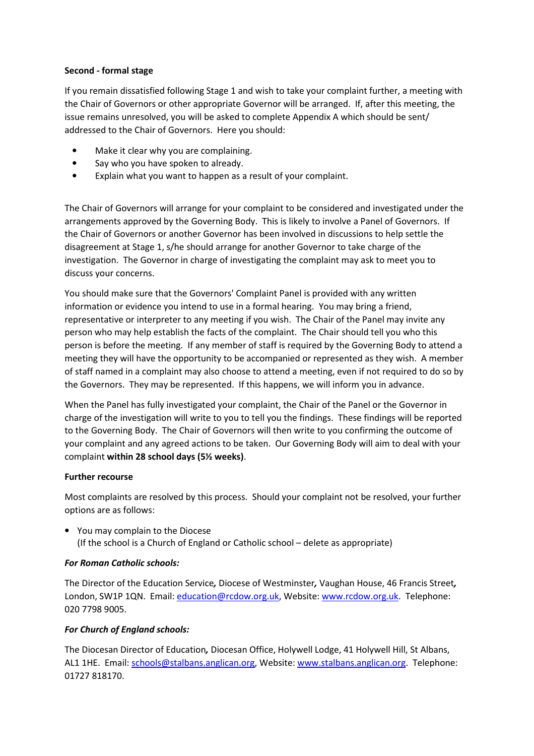**Second - formal stage**

If you remain dissatisfied following Stage 1 and wish to take your complaint further, a meeting with the Chair of Governors or other appropriate Governor will be arranged. If, after this meeting, the issue remains unresolved, you will be asked to complete Appendix A which should be sent/ addressed to the Chair of Governors. Here you should:

- Make it clear why you are complaining.
- Say who you have spoken to already.
- Explain what you want to happen as a result of your complaint.

The Chair of Governors will arrange for your complaint to be considered and investigated under the arrangements approved by the Governing Body. This is likely to involve a Panel of Governors. If the Chair of Governors or another Governor has been involved in discussions to help settle the disagreement at Stage 1, s/he should arrange for another Governor to take charge of the investigation. The Governor in charge of investigating the complaint may ask to meet you to discuss your concerns.

You should make sure that the Governors' Complaint Panel is provided with any written information or evidence you intend to use in a formal hearing. You may bring a friend, representative or interpreter to any meeting if you wish. The Chair of the Panel may invite any person who may help establish the facts of the complaint. The Chair should tell you who this person is before the meeting. If any member of staff is required by the Governing Body to attend a meeting they will have the opportunity to be accompanied or represented as they wish. A member of staff named in a complaint may also choose to attend a meeting, even if not required to do so by the Governors. They may be represented. If this happens, we will inform you in advance.

When the Panel has fully investigated your complaint, the Chair of the Panel or the Governor in charge of the investigation will write to you to tell you the findings. These findings will be reported to the Governing Body. The Chair of Governors will then write to you confirming the outcome of your complaint and any agreed actions to be taken. Our Governing Body will aim to deal with your complaint **within 28 school days (5½ weeks)**.

**Further recourse**

Most complaints are resolved by this process. Should your complaint not be resolved, your further options are as follows:

- You may complain to the Diocese
  (If the school is a Church of England or Catholic school – delete as appropriate)

***For Roman Catholic schools:***

The Director of the Education Service*,* Diocese of Westminster*,* Vaughan House, 46 Francis Street*,* London, SW1P 1QN. Email: education@rcdow.org.uk, Website: www.rcdow.org.uk. Telephone: 020 7798 9005.

***For Church of England schools:***

The Diocesan Director of Education*,* Diocesan Office, Holywell Lodge, 41 Holywell Hill, St Albans, AL1 1HE. Email: schools@stalbans.anglican.org, Website: www.stalbans.anglican.org. Telephone: 01727 818170.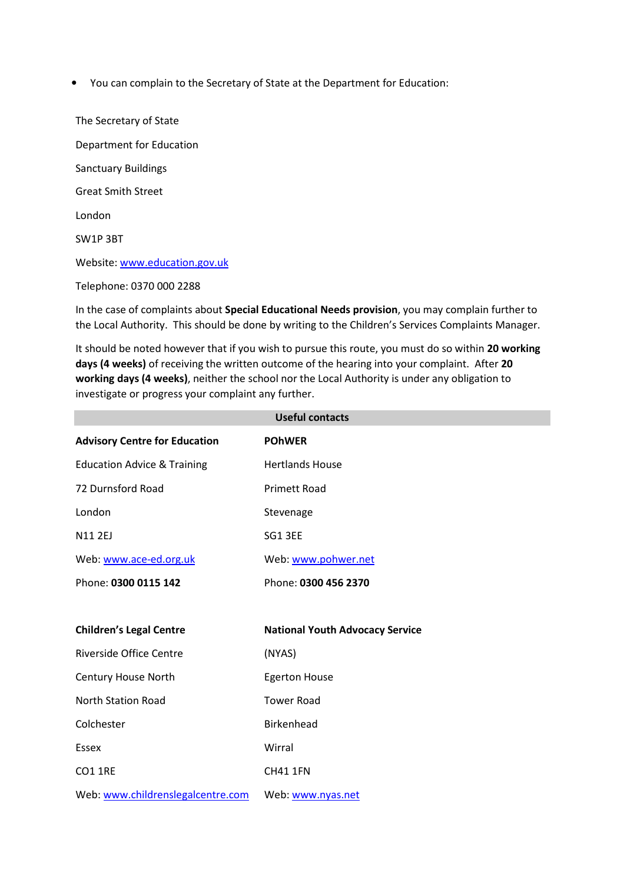- You can complain to the Secretary of State at the Department for Education:

The Secretary of State

Department for Education

Sanctuary Buildings

Great Smith Street

London

SW1P 3BT

Website: www.education.gov.uk

Telephone: 0370 000 2288

In the case of complaints about **Special Educational Needs provision**, you may complain further to the Local Authority. This should be done by writing to the Children's Services Complaints Manager.

It should be noted however that if you wish to pursue this route, you must do so within **20 working days (4 weeks)** of receiving the written outcome of the hearing into your complaint. After **20 working days (4 weeks)**, neither the school nor the Local Authority is under any obligation to investigate or progress your complaint any further.

| **Useful contacts** | |
|---|---|
| **Advisory Centre for Education** | **POhWER** |
| Education Advice & Training | Hertlands House |
| 72 Durnsford Road | Primett Road |
| London | Stevenage |
| N11 2EJ | SG1 3EE |
| Web: www.ace-ed.org.uk | Web: www.pohwer.net |
| Phone: **0300 0115 142** | Phone: **0300 456 2370** |
| | |
| **Children's Legal Centre** | **National Youth Advocacy Service** |
| Riverside Office Centre | (NYAS) |
| Century House North | Egerton House |
| North Station Road | Tower Road |
| Colchester | Birkenhead |
| Essex | Wirral |
| CO1 1RE | CH41 1FN |
| Web: www.childrenslegalcentre.com | Web: www.nyas.net |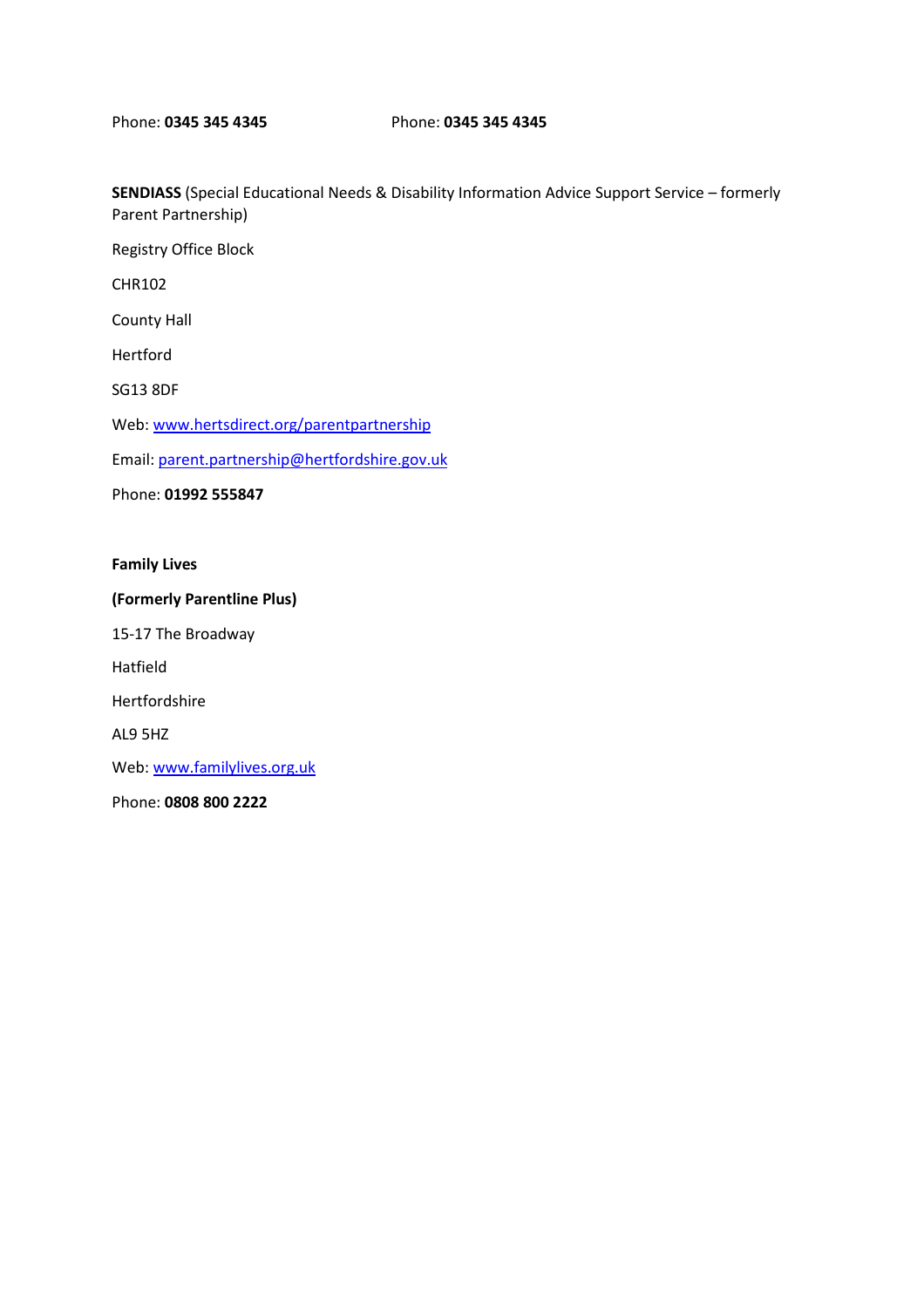Phone: **0345 345 4345**

Phone: **0345 345 4345**

**SENDIASS** (Special Educational Needs & Disability Information Advice Support Service – formerly Parent Partnership)

Registry Office Block

CHR102

County Hall

Hertford

SG13 8DF

Web: www.hertsdirect.org/parentpartnership

Email: parent.partnership@hertfordshire.gov.uk

Phone: **01992 555847**

**Family Lives**

**(Formerly Parentline Plus)**

15-17 The Broadway

Hatfield

Hertfordshire

AL9 5HZ

Web: www.familylives.org.uk

Phone: **0808 800 2222**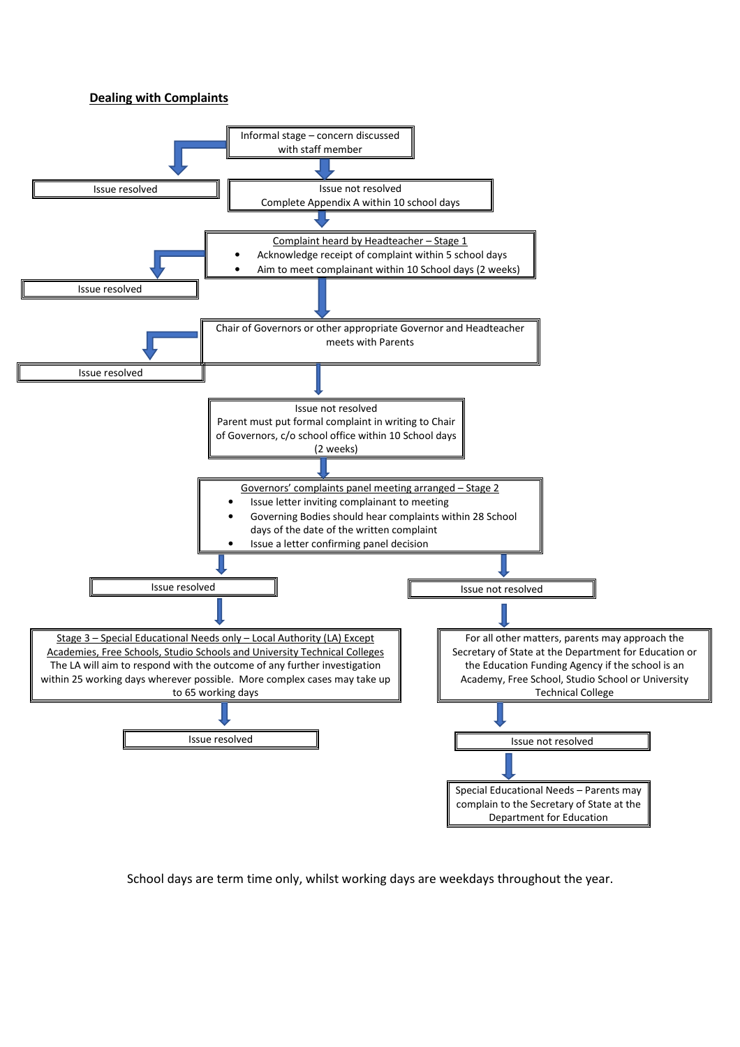## Dealing with Complaints

Informal stage – concern discussed with staff member

- Issue resolved
- Issue not resolved
  Complete Appendix A within 10 school days

Complaint heard by Headteacher – Stage 1

- Acknowledge receipt of complaint within 5 school days
- Aim to meet complainant within 10 School days (2 weeks)

Issue resolved

Chair of Governors or other appropriate Governor and Headteacher meets with Parents

Issue resolved

Issue not resolved
Parent must put formal complaint in writing to Chair of Governors, c/o school office within 10 School days (2 weeks)

Governors' complaints panel meeting arranged – Stage 2

- Issue letter inviting complainant to meeting
- Governing Bodies should hear complaints within 28 School days of the date of the written complaint
- Issue a letter confirming panel decision

Issue resolved

Stage 3 – Special Educational Needs only – Local Authority (LA) Except Academies, Free Schools, Studio Schools and University Technical Colleges
The LA will aim to respond with the outcome of any further investigation within 25 working days wherever possible. More complex cases may take up to 65 working days

Issue resolved

Issue not resolved

For all other matters, parents may approach the Secretary of State at the Department for Education or the Education Funding Agency if the school is an Academy, Free School, Studio School or University Technical College

Issue not resolved

Special Educational Needs – Parents may complain to the Secretary of State at the Department for Education

School days are term time only, whilst working days are weekdays throughout the year.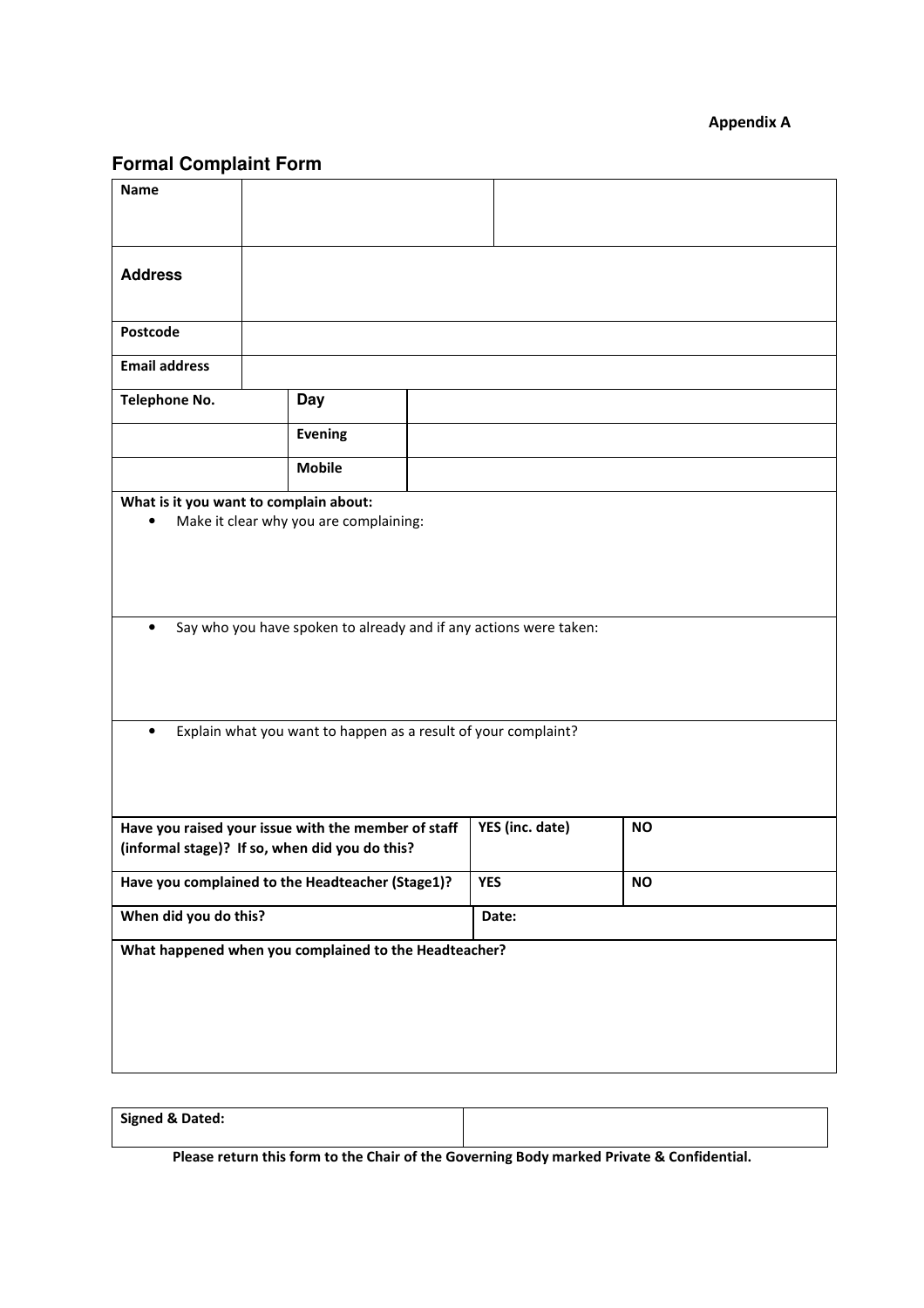**Appendix A**

## Formal Complaint Form

| | | | |
|---|---|---|---|
| **Name** | | | |
| **Address** | | | |
| **Postcode** | | | |
| **Email address** | | | |
| **Telephone No.** | **Day** | | |
| | **Evening** | | |
| | **Mobile** | | |

**What is it you want to complain about:**

- Make it clear why you are complaining:

- Say who you have spoken to already and if any actions were taken:

- Explain what you want to happen as a result of your complaint?

| | | |
|---|---|---|
| **Have you raised your issue with the member of staff (informal stage)? If so, when did you do this?** | **YES (inc. date)** | **NO** |
| **Have you complained to the Headteacher (Stage1)?** | **YES** | **NO** |
| **When did you do this?** | **Date:** | |

**What happened when you complained to the Headteacher?**

| | |
|---|---|
| **Signed & Dated:** | |

**Please return this form to the Chair of the Governing Body marked Private & Confidential.**